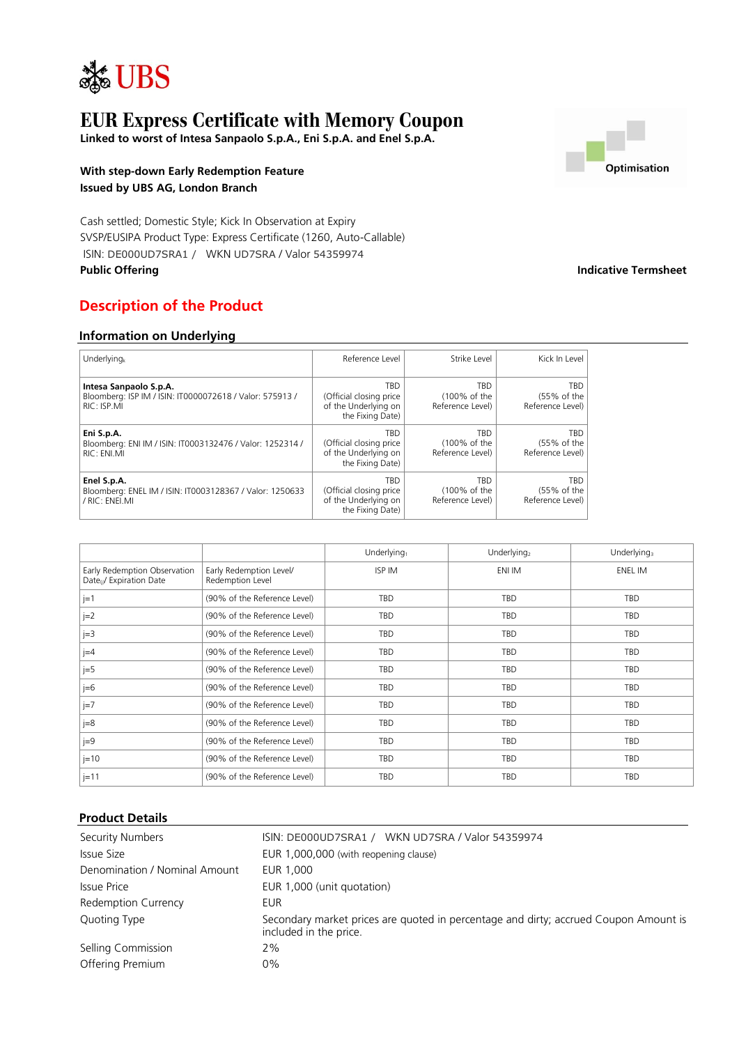UBS

# EUR Express Certificate with Memory Coupon

**Linked to worst of Intesa Sanpaolo S.p.A., Eni S.p.A. and Enel S.p.A.**

**With step-down Early Redemption Feature**
**Issued by UBS AG, London Branch**

Optimisation

Cash settled; Domestic Style; Kick In Observation at Expiry
SVSP/EUSIPA Product Type: Express Certificate (1260, Auto-Callable)
ISIN: DE000UD7SRA1 / WKN UD7SRA / Valor 54359974

**Public Offering**

**Indicative Termsheet**

## Description of the Product

### Information on Underlying

| $Underlying_k$ | Reference Level | Strike Level | Kick In Level |
|---|---|---|---|
| **Intesa Sanpaolo S.p.A.** Bloomberg: ISP IM / ISIN: IT0000072618 / Valor: 575913 / RIC: ISP.MI | TBD (Official closing price of the Underlying on the Fixing Date) | TBD (100% of the Reference Level) | TBD (55% of the Reference Level) |
| **Eni S.p.A.** Bloomberg: ENI IM / ISIN: IT0003132476 / Valor: 1252314 / RIC: ENI.MI | TBD (Official closing price of the Underlying on the Fixing Date) | TBD (100% of the Reference Level) | TBD (55% of the Reference Level) |
| **Enel S.p.A.** Bloomberg: ENEL IM / ISIN: IT0003128367 / Valor: 1250633 / RIC: ENEI.MI | TBD (Official closing price of the Underlying on the Fixing Date) | TBD (100% of the Reference Level) | TBD (55% of the Reference Level) |

| | | $Underlying_1$ | $Underlying_2$ | $Underlying_3$ |
|---|---|---|---|---|
| Early Redemption Observation $Date_{(j)}$/ Expiration Date | Early Redemption Level/ Redemption Level | ISP IM | ENI IM | ENEL IM |
| j=1 | (90% of the Reference Level) | TBD | TBD | TBD |
| j=2 | (90% of the Reference Level) | TBD | TBD | TBD |
| j=3 | (90% of the Reference Level) | TBD | TBD | TBD |
| j=4 | (90% of the Reference Level) | TBD | TBD | TBD |
| j=5 | (90% of the Reference Level) | TBD | TBD | TBD |
| j=6 | (90% of the Reference Level) | TBD | TBD | TBD |
| j=7 | (90% of the Reference Level) | TBD | TBD | TBD |
| j=8 | (90% of the Reference Level) | TBD | TBD | TBD |
| j=9 | (90% of the Reference Level) | TBD | TBD | TBD |
| j=10 | (90% of the Reference Level) | TBD | TBD | TBD |
| j=11 | (90% of the Reference Level) | TBD | TBD | TBD |

### Product Details

| | |
|---|---|
| Security Numbers | ISIN: DE000UD7SRA1 / WKN UD7SRA / Valor 54359974 |
| Issue Size | EUR 1,000,000 (with reopening clause) |
| Denomination / Nominal Amount | EUR 1,000 |
| Issue Price | EUR 1,000 (unit quotation) |
| Redemption Currency | EUR |
| Quoting Type | Secondary market prices are quoted in percentage and dirty; accrued Coupon Amount is included in the price. |
| Selling Commission | 2% |
| Offering Premium | 0% |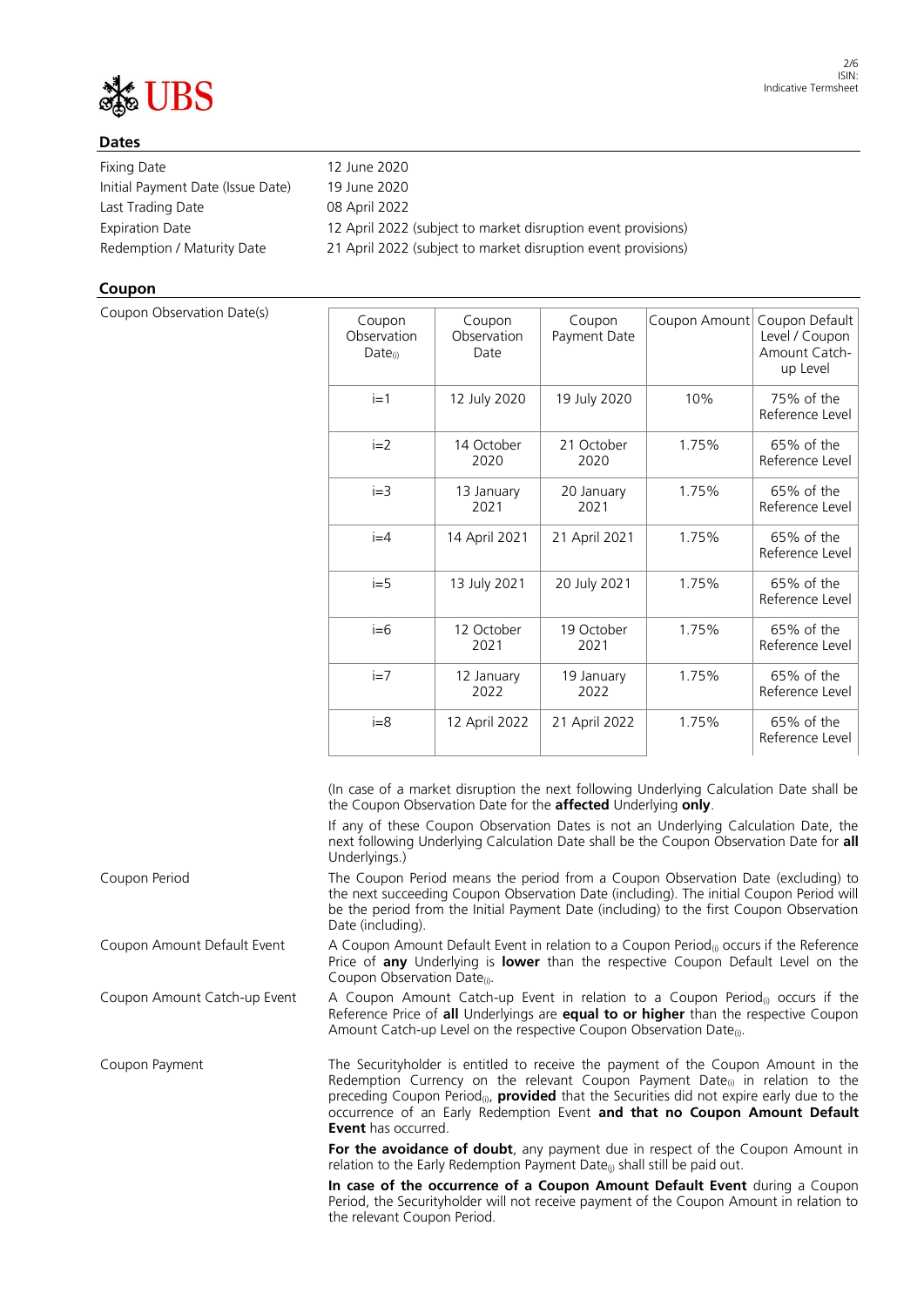## Dates

| | |
|---|---|
| Fixing Date | 12 June 2020 |
| Initial Payment Date (Issue Date) | 19 June 2020 |
| Last Trading Date | 08 April 2022 |
| Expiration Date | 12 April 2022 (subject to market disruption event provisions) |
| Redemption / Maturity Date | 21 April 2022 (subject to market disruption event provisions) |

## Coupon

Coupon Observation Date(s)

| Coupon Observation $Date_{(i)}$ | Coupon Observation Date | Coupon Payment Date | Coupon Amount | Coupon Default Level / Coupon Amount Catch-up Level |
|---|---|---|---|---|
| i=1 | 12 July 2020 | 19 July 2020 | 10% | 75% of the Reference Level |
| i=2 | 14 October 2020 | 21 October 2020 | 1.75% | 65% of the Reference Level |
| i=3 | 13 January 2021 | 20 January 2021 | 1.75% | 65% of the Reference Level |
| i=4 | 14 April 2021 | 21 April 2021 | 1.75% | 65% of the Reference Level |
| i=5 | 13 July 2021 | 20 July 2021 | 1.75% | 65% of the Reference Level |
| i=6 | 12 October 2021 | 19 October 2021 | 1.75% | 65% of the Reference Level |
| i=7 | 12 January 2022 | 19 January 2022 | 1.75% | 65% of the Reference Level |
| i=8 | 12 April 2022 | 21 April 2022 | 1.75% | 65% of the Reference Level |

(In case of a market disruption the next following Underlying Calculation Date shall be the Coupon Observation Date for the **affected** Underlying **only**.

If any of these Coupon Observation Dates is not an Underlying Calculation Date, the next following Underlying Calculation Date shall be the Coupon Observation Date for **all** Underlyings.)

**Coupon Period**

The Coupon Period means the period from a Coupon Observation Date (excluding) to the next succeeding Coupon Observation Date (including). The initial Coupon Period will be the period from the Initial Payment Date (including) to the first Coupon Observation Date (including).

**Coupon Amount Default Event**

A Coupon Amount Default Event in relation to a Coupon $Period_{(i)}$ occurs if the Reference Price of **any** Underlying is **lower** than the respective Coupon Default Level on the Coupon Observation $Date_{(i)}$.

**Coupon Amount Catch-up Event**

A Coupon Amount Catch-up Event in relation to a Coupon $Period_{(i)}$ occurs if the Reference Price of **all** Underlyings are **equal to or higher** than the respective Coupon Amount Catch-up Level on the respective Coupon Observation $Date_{(i)}$.

**Coupon Payment**

The Securityholder is entitled to receive the payment of the Coupon Amount in the Redemption Currency on the relevant Coupon Payment $Date_{(i)}$ in relation to the preceding Coupon $Period_{(i)}$, **provided** that the Securities did not expire early due to the occurrence of an Early Redemption Event **and that no Coupon Amount Default Event** has occurred.

**For the avoidance of doubt**, any payment due in respect of the Coupon Amount in relation to the Early Redemption Payment $Date_{(i)}$ shall still be paid out.

**In case of the occurrence of a Coupon Amount Default Event** during a Coupon Period, the Securityholder will not receive payment of the Coupon Amount in relation to the relevant Coupon Period.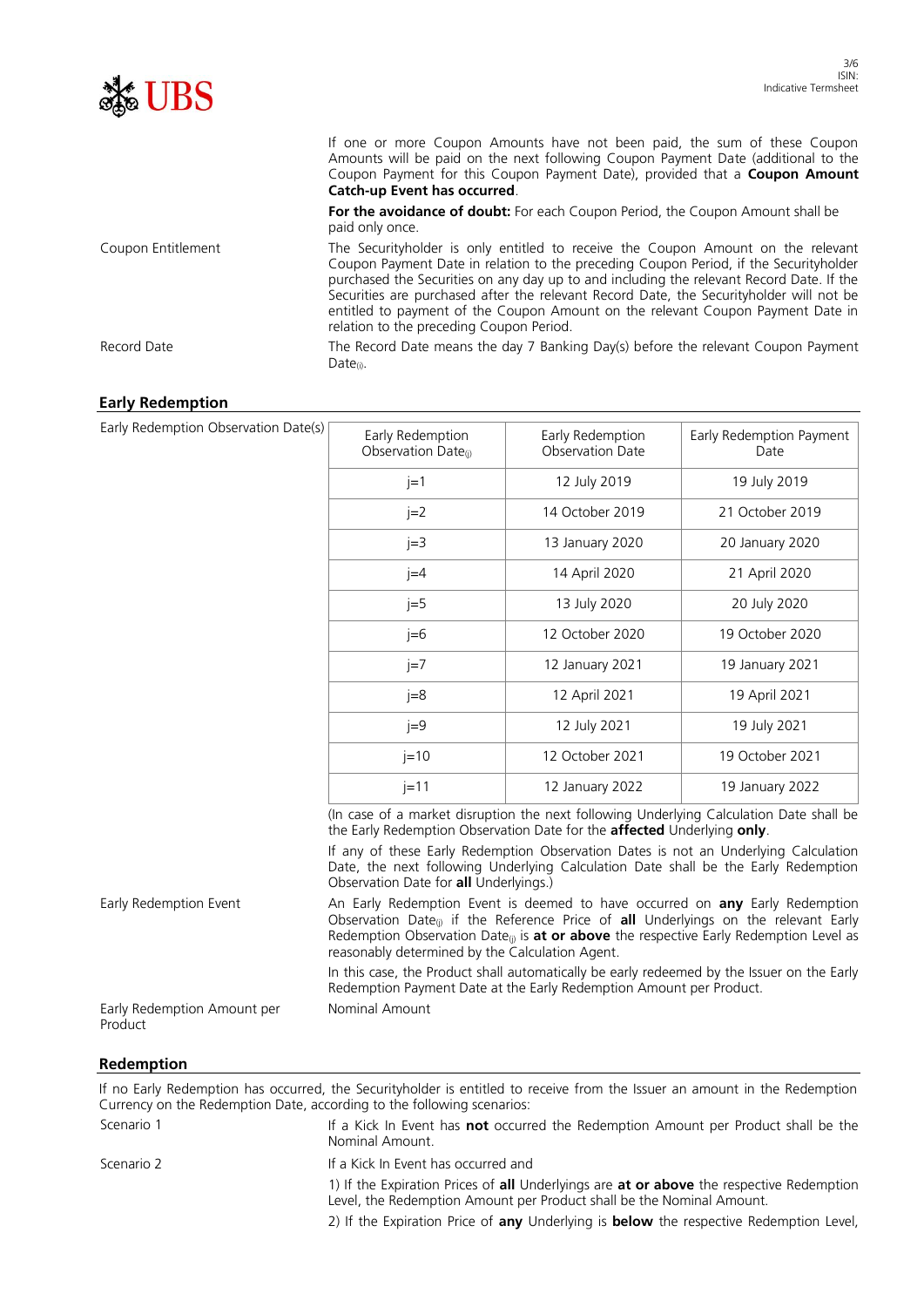If one or more Coupon Amounts have not been paid, the sum of these Coupon Amounts will be paid on the next following Coupon Payment Date (additional to the Coupon Payment for this Coupon Payment Date), provided that a **Coupon Amount Catch-up Event has occurred**.

**For the avoidance of doubt:** For each Coupon Period, the Coupon Amount shall be paid only once.

| | |
|---|---|
| Coupon Entitlement | The Securityholder is only entitled to receive the Coupon Amount on the relevant Coupon Payment Date in relation to the preceding Coupon Period, if the Securityholder purchased the Securities on any day up to and including the relevant Record Date. If the Securities are purchased after the relevant Record Date, the Securityholder will not be entitled to payment of the Coupon Amount on the relevant Coupon Payment Date in relation to the preceding Coupon Period. |
| Record Date | The Record Date means the day 7 Banking Day(s) before the relevant Coupon Payment $Date_{(i)}$. |

## Early Redemption

Early Redemption Observation Date(s)

| Early Redemption Observation $Date_{(j)}$ | Early Redemption Observation Date | Early Redemption Payment Date |
|---|---|---|
| j=1 | 12 July 2019 | 19 July 2019 |
| j=2 | 14 October 2019 | 21 October 2019 |
| j=3 | 13 January 2020 | 20 January 2020 |
| j=4 | 14 April 2020 | 21 April 2020 |
| j=5 | 13 July 2020 | 20 July 2020 |
| j=6 | 12 October 2020 | 19 October 2020 |
| j=7 | 12 January 2021 | 19 January 2021 |
| j=8 | 12 April 2021 | 19 April 2021 |
| j=9 | 12 July 2021 | 19 July 2021 |
| j=10 | 12 October 2021 | 19 October 2021 |
| j=11 | 12 January 2022 | 19 January 2022 |

(In case of a market disruption the next following Underlying Calculation Date shall be the Early Redemption Observation Date for the **affected** Underlying **only**.

If any of these Early Redemption Observation Dates is not an Underlying Calculation Date, the next following Underlying Calculation Date shall be the Early Redemption Observation Date for **all** Underlyings.)

| | |
|---|---|
| Early Redemption Event | An Early Redemption Event is deemed to have occurred on **any** Early Redemption Observation $Date_{(j)}$ if the Reference Price of **all** Underlyings on the relevant Early Redemption Observation $Date_{(j)}$ is **at or above** the respective Early Redemption Level as reasonably determined by the Calculation Agent.<br><br>In this case, the Product shall automatically be early redeemed by the Issuer on the Early Redemption Payment Date at the Early Redemption Amount per Product. |
| Early Redemption Amount per Product | Nominal Amount |

## Redemption

If no Early Redemption has occurred, the Securityholder is entitled to receive from the Issuer an amount in the Redemption Currency on the Redemption Date, according to the following scenarios:

| | |
|---|---|
| Scenario 1 | If a Kick In Event has **not** occurred the Redemption Amount per Product shall be the Nominal Amount. |
| Scenario 2 | If a Kick In Event has occurred and<br><br>1) If the Expiration Prices of **all** Underlyings are **at or above** the respective Redemption Level, the Redemption Amount per Product shall be the Nominal Amount.<br><br>2) If the Expiration Price of **any** Underlying is **below** the respective Redemption Level, |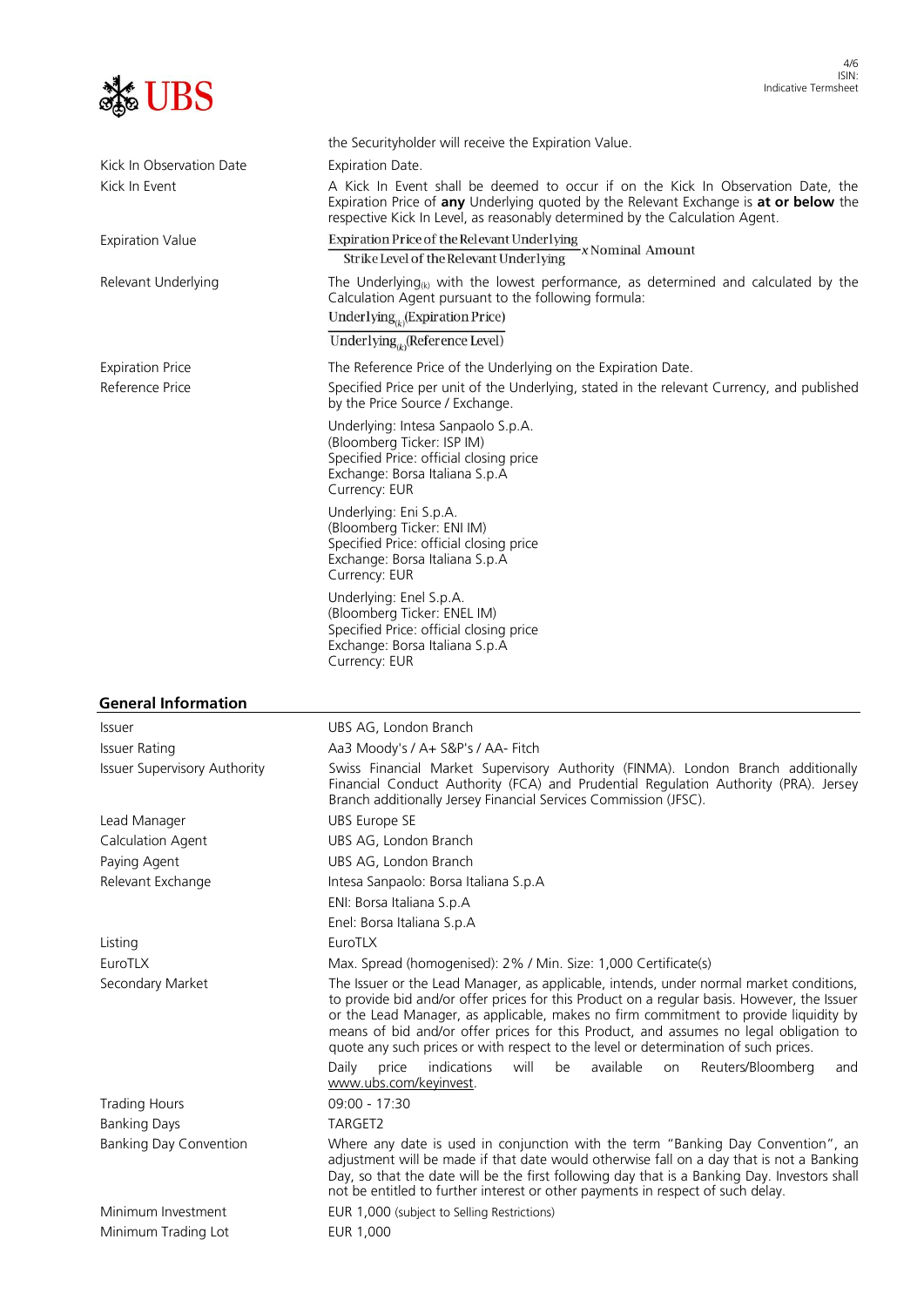| | |
|---|---|
| | the Securityholder will receive the Expiration Value. |
| Kick In Observation Date | Expiration Date. |
| Kick In Event | A Kick In Event shall be deemed to occur if on the Kick In Observation Date, the Expiration Price of **any** Underlying quoted by the Relevant Exchange is **at or below** the respective Kick In Level, as reasonably determined by the Calculation Agent. |
| Expiration Value | $\frac{\text{Expiration Price of the Relevant Underlying}}{\text{Strike Level of the Relevant Underlying}} x \text{ Nominal Amount}$ |
| Relevant Underlying | The $\text{Underlying}_{(k)}$ with the lowest performance, as determined and calculated by the Calculation Agent pursuant to the following formula: $\frac{\text{Underlying}_{(k)}(\text{Expiration Price})}{\text{Underlying}_{(k)}(\text{Reference Level})}$ |
| Expiration Price | The Reference Price of the Underlying on the Expiration Date. |
| Reference Price | Specified Price per unit of the Underlying, stated in the relevant Currency, and published by the Price Source / Exchange.<br><br>Underlying: Intesa Sanpaolo S.p.A.<br>(Bloomberg Ticker: ISP IM)<br>Specified Price: official closing price<br>Exchange: Borsa Italiana S.p.A<br>Currency: EUR<br><br>Underlying: Eni S.p.A.<br>(Bloomberg Ticker: ENI IM)<br>Specified Price: official closing price<br>Exchange: Borsa Italiana S.p.A<br>Currency: EUR<br><br>Underlying: Enel S.p.A.<br>(Bloomberg Ticker: ENEL IM)<br>Specified Price: official closing price<br>Exchange: Borsa Italiana S.p.A<br>Currency: EUR |

## General Information

| | |
|---|---|
| Issuer | UBS AG, London Branch |
| Issuer Rating | Aa3 Moody's / A+ S&P's / AA- Fitch |
| Issuer Supervisory Authority | Swiss Financial Market Supervisory Authority (FINMA). London Branch additionally Financial Conduct Authority (FCA) and Prudential Regulation Authority (PRA). Jersey Branch additionally Jersey Financial Services Commission (JFSC). |
| Lead Manager | UBS Europe SE |
| Calculation Agent | UBS AG, London Branch |
| Paying Agent | UBS AG, London Branch |
| Relevant Exchange | Intesa Sanpaolo: Borsa Italiana S.p.A<br>ENI: Borsa Italiana S.p.A<br>Enel: Borsa Italiana S.p.A |
| Listing | EuroTLX |
| EuroTLX | Max. Spread (homogenised): 2% / Min. Size: 1,000 Certificate(s) |
| Secondary Market | The Issuer or the Lead Manager, as applicable, intends, under normal market conditions, to provide bid and/or offer prices for this Product on a regular basis. However, the Issuer or the Lead Manager, as applicable, makes no firm commitment to provide liquidity by means of bid and/or offer prices for this Product, and assumes no legal obligation to quote any such prices or with respect to the level or determination of such prices.<br><br>Daily price indications will be available on Reuters/Bloomberg and www.ubs.com/keyinvest. |
| Trading Hours | 09:00 - 17:30 |
| Banking Days | TARGET2 |
| Banking Day Convention | Where any date is used in conjunction with the term "Banking Day Convention", an adjustment will be made if that date would otherwise fall on a day that is not a Banking Day, so that the date will be the first following day that is a Banking Day. Investors shall not be entitled to further interest or other payments in respect of such delay. |
| Minimum Investment | EUR 1,000 (subject to Selling Restrictions) |
| Minimum Trading Lot | EUR 1,000 |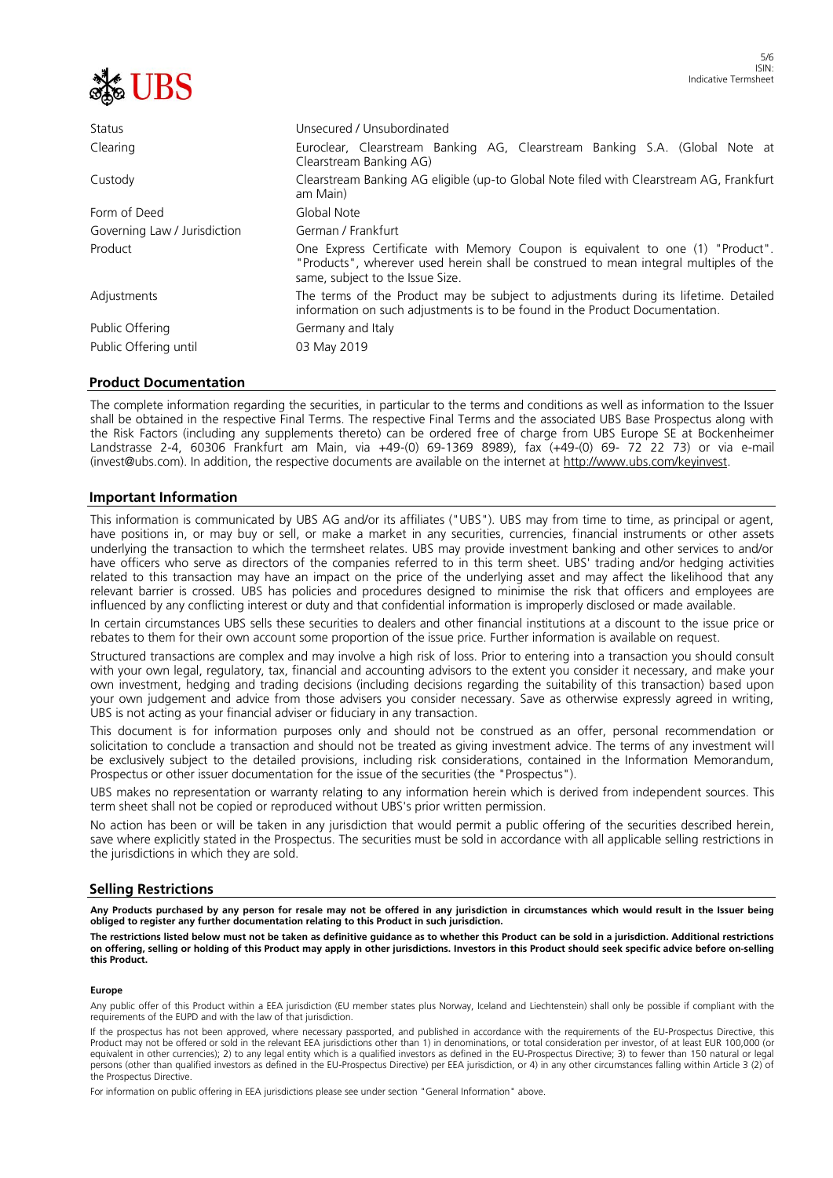| | |
|---|---|
| Status | Unsecured / Unsubordinated |
| Clearing | Euroclear, Clearstream Banking AG, Clearstream Banking S.A. (Global Note at Clearstream Banking AG) |
| Custody | Clearstream Banking AG eligible (up-to Global Note filed with Clearstream AG, Frankfurt am Main) |
| Form of Deed | Global Note |
| Governing Law / Jurisdiction | German / Frankfurt |
| Product | One Express Certificate with Memory Coupon is equivalent to one (1) "Product". "Products", wherever used herein shall be construed to mean integral multiples of the same, subject to the Issue Size. |
| Adjustments | The terms of the Product may be subject to adjustments during its lifetime. Detailed information on such adjustments is to be found in the Product Documentation. |
| Public Offering | Germany and Italy |
| Public Offering until | 03 May 2019 |

## Product Documentation

The complete information regarding the securities, in particular to the terms and conditions as well as information to the Issuer shall be obtained in the respective Final Terms. The respective Final Terms and the associated UBS Base Prospectus along with the Risk Factors (including any supplements thereto) can be ordered free of charge from UBS Europe SE at Bockenheimer Landstrasse 2-4, 60306 Frankfurt am Main, via +49-(0) 69-1369 8989), fax (+49-(0) 69- 72 22 73) or via e-mail (invest@ubs.com). In addition, the respective documents are available on the internet at http://www.ubs.com/keyinvest.

## Important Information

This information is communicated by UBS AG and/or its affiliates ("UBS"). UBS may from time to time, as principal or agent, have positions in, or may buy or sell, or make a market in any securities, currencies, financial instruments or other assets underlying the transaction to which the termsheet relates. UBS may provide investment banking and other services to and/or have officers who serve as directors of the companies referred to in this term sheet. UBS' trading and/or hedging activities related to this transaction may have an impact on the price of the underlying asset and may affect the likelihood that any relevant barrier is crossed. UBS has policies and procedures designed to minimise the risk that officers and employees are influenced by any conflicting interest or duty and that confidential information is improperly disclosed or made available.

In certain circumstances UBS sells these securities to dealers and other financial institutions at a discount to the issue price or rebates to them for their own account some proportion of the issue price. Further information is available on request.

Structured transactions are complex and may involve a high risk of loss. Prior to entering into a transaction you should consult with your own legal, regulatory, tax, financial and accounting advisors to the extent you consider it necessary, and make your own investment, hedging and trading decisions (including decisions regarding the suitability of this transaction) based upon your own judgement and advice from those advisers you consider necessary. Save as otherwise expressly agreed in writing, UBS is not acting as your financial adviser or fiduciary in any transaction.

This document is for information purposes only and should not be construed as an offer, personal recommendation or solicitation to conclude a transaction and should not be treated as giving investment advice. The terms of any investment will be exclusively subject to the detailed provisions, including risk considerations, contained in the Information Memorandum, Prospectus or other issuer documentation for the issue of the securities (the "Prospectus").

UBS makes no representation or warranty relating to any information herein which is derived from independent sources. This term sheet shall not be copied or reproduced without UBS's prior written permission.

No action has been or will be taken in any jurisdiction that would permit a public offering of the securities described herein, save where explicitly stated in the Prospectus. The securities must be sold in accordance with all applicable selling restrictions in the jurisdictions in which they are sold.

## Selling Restrictions

**Any Products purchased by any person for resale may not be offered in any jurisdiction in circumstances which would result in the Issuer being obliged to register any further documentation relating to this Product in such jurisdiction.**

**The restrictions listed below must not be taken as definitive guidance as to whether this Product can be sold in a jurisdiction. Additional restrictions on offering, selling or holding of this Product may apply in other jurisdictions. Investors in this Product should seek specific advice before on-selling this Product.**

**Europe**

Any public offer of this Product within a EEA jurisdiction (EU member states plus Norway, Iceland and Liechtenstein) shall only be possible if compliant with the requirements of the EUPD and with the law of that jurisdiction.

If the prospectus has not been approved, where necessary passported, and published in accordance with the requirements of the EU-Prospectus Directive, this Product may not be offered or sold in the relevant EEA jurisdictions other than 1) in denominations, or total consideration per investor, of at least EUR 100,000 (or equivalent in other currencies); 2) to any legal entity which is a qualified investors as defined in the EU-Prospectus Directive; 3) to fewer than 150 natural or legal persons (other than qualified investors as defined in the EU-Prospectus Directive) per EEA jurisdiction, or 4) in any other circumstances falling within Article 3 (2) of the Prospectus Directive.

For information on public offering in EEA jurisdictions please see under section "General Information" above.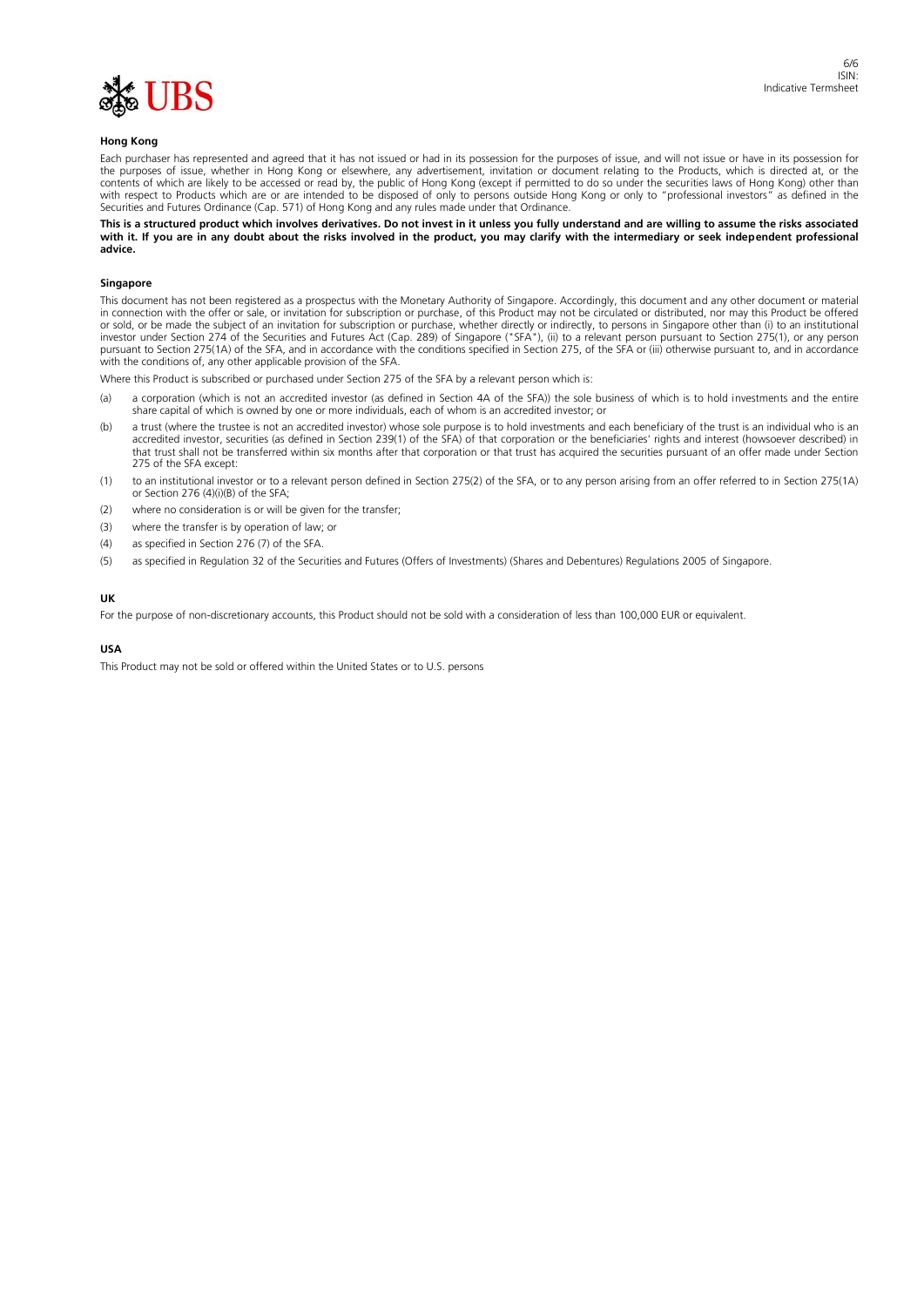## Hong Kong

Each purchaser has represented and agreed that it has not issued or had in its possession for the purposes of issue, and will not issue or have in its possession for the purposes of issue, whether in Hong Kong or elsewhere, any advertisement, invitation or document relating to the Products, which is directed at, or the contents of which are likely to be accessed or read by, the public of Hong Kong (except if permitted to do so under the securities laws of Hong Kong) other than with respect to Products which are or are intended to be disposed of only to persons outside Hong Kong or only to "professional investors" as defined in the Securities and Futures Ordinance (Cap. 571) of Hong Kong and any rules made under that Ordinance.

**This is a structured product which involves derivatives. Do not invest in it unless you fully understand and are willing to assume the risks associated with it. If you are in any doubt about the risks involved in the product, you may clarify with the intermediary or seek independent professional advice.**

## Singapore

This document has not been registered as a prospectus with the Monetary Authority of Singapore. Accordingly, this document and any other document or material in connection with the offer or sale, or invitation for subscription or purchase, of this Product may not be circulated or distributed, nor may this Product be offered or sold, or be made the subject of an invitation for subscription or purchase, whether directly or indirectly, to persons in Singapore other than (i) to an institutional investor under Section 274 of the Securities and Futures Act (Cap. 289) of Singapore ("SFA"), (ii) to a relevant person pursuant to Section 275(1), or any person pursuant to Section 275(1A) of the SFA, and in accordance with the conditions specified in Section 275, of the SFA or (iii) otherwise pursuant to, and in accordance with the conditions of, any other applicable provision of the SFA.

Where this Product is subscribed or purchased under Section 275 of the SFA by a relevant person which is:

(a) a corporation (which is not an accredited investor (as defined in Section 4A of the SFA)) the sole business of which is to hold investments and the entire share capital of which is owned by one or more individuals, each of whom is an accredited investor; or

(b) a trust (where the trustee is not an accredited investor) whose sole purpose is to hold investments and each beneficiary of the trust is an individual who is an accredited investor, securities (as defined in Section 239(1) of the SFA) of that corporation or the beneficiaries' rights and interest (howsoever described) in that trust shall not be transferred within six months after that corporation or that trust has acquired the securities pursuant of an offer made under Section 275 of the SFA except:

(1) to an institutional investor or to a relevant person defined in Section 275(2) of the SFA, or to any person arising from an offer referred to in Section 275(1A) or Section 276 (4)(i)(B) of the SFA;

(2) where no consideration is or will be given for the transfer;

(3) where the transfer is by operation of law; or

(4) as specified in Section 276 (7) of the SFA.

(5) as specified in Regulation 32 of the Securities and Futures (Offers of Investments) (Shares and Debentures) Regulations 2005 of Singapore.

## UK

For the purpose of non-discretionary accounts, this Product should not be sold with a consideration of less than 100,000 EUR or equivalent.

## USA

This Product may not be sold or offered within the United States or to U.S. persons